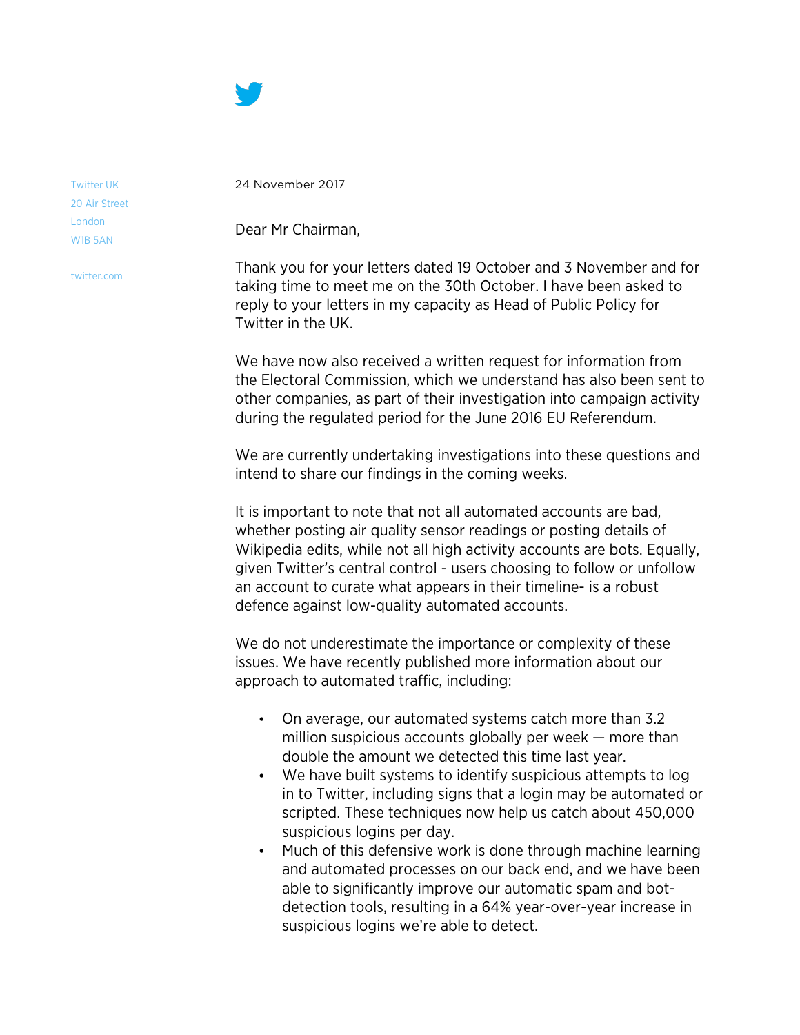Twitter UK
20 Air Street
London
W1B 5AN

twitter.com

24 November 2017

Dear Mr Chairman,

Thank you for your letters dated 19 October and 3 November and for taking time to meet me on the 30th October. I have been asked to reply to your letters in my capacity as Head of Public Policy for Twitter in the UK.

We have now also received a written request for information from the Electoral Commission, which we understand has also been sent to other companies, as part of their investigation into campaign activity during the regulated period for the June 2016 EU Referendum.

We are currently undertaking investigations into these questions and intend to share our findings in the coming weeks.

It is important to note that not all automated accounts are bad, whether posting air quality sensor readings or posting details of Wikipedia edits, while not all high activity accounts are bots. Equally, given Twitter's central control - users choosing to follow or unfollow an account to curate what appears in their timeline- is a robust defence against low-quality automated accounts.

We do not underestimate the importance or complexity of these issues. We have recently published more information about our approach to automated traffic, including:

- On average, our automated systems catch more than 3.2 million suspicious accounts globally per week — more than double the amount we detected this time last year.
- We have built systems to identify suspicious attempts to log in to Twitter, including signs that a login may be automated or scripted. These techniques now help us catch about 450,000 suspicious logins per day.
- Much of this defensive work is done through machine learning and automated processes on our back end, and we have been able to significantly improve our automatic spam and bot-detection tools, resulting in a 64% year-over-year increase in suspicious logins we're able to detect.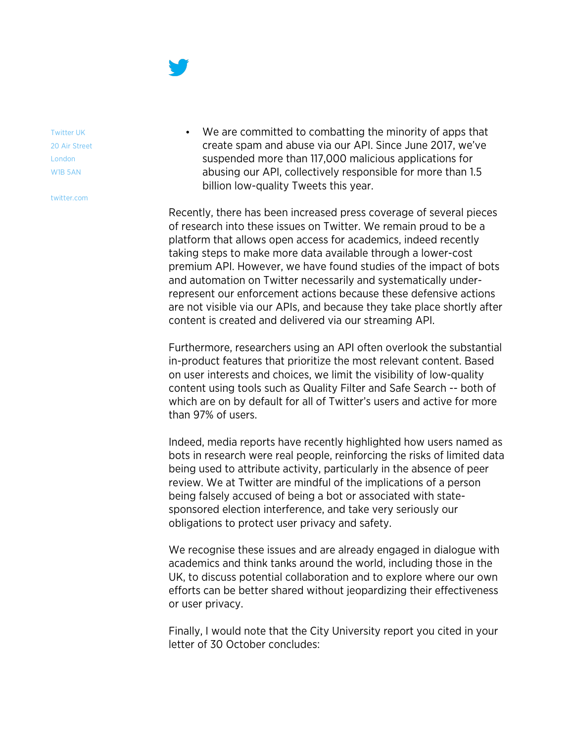- We are committed to combatting the minority of apps that create spam and abuse via our API. Since June 2017, we've suspended more than 117,000 malicious applications for abusing our API, collectively responsible for more than 1.5 billion low-quality Tweets this year.

Recently, there has been increased press coverage of several pieces of research into these issues on Twitter. We remain proud to be a platform that allows open access for academics, indeed recently taking steps to make more data available through a lower-cost premium API. However, we have found studies of the impact of bots and automation on Twitter necessarily and systematically under-represent our enforcement actions because these defensive actions are not visible via our APIs, and because they take place shortly after content is created and delivered via our streaming API.

Furthermore, researchers using an API often overlook the substantial in-product features that prioritize the most relevant content. Based on user interests and choices, we limit the visibility of low-quality content using tools such as Quality Filter and Safe Search -- both of which are on by default for all of Twitter's users and active for more than 97% of users.

Indeed, media reports have recently highlighted how users named as bots in research were real people, reinforcing the risks of limited data being used to attribute activity, particularly in the absence of peer review. We at Twitter are mindful of the implications of a person being falsely accused of being a bot or associated with state-sponsored election interference, and take very seriously our obligations to protect user privacy and safety.

We recognise these issues and are already engaged in dialogue with academics and think tanks around the world, including those in the UK, to discuss potential collaboration and to explore where our own efforts can be better shared without jeopardizing their effectiveness or user privacy.

Finally, I would note that the City University report you cited in your letter of 30 October concludes: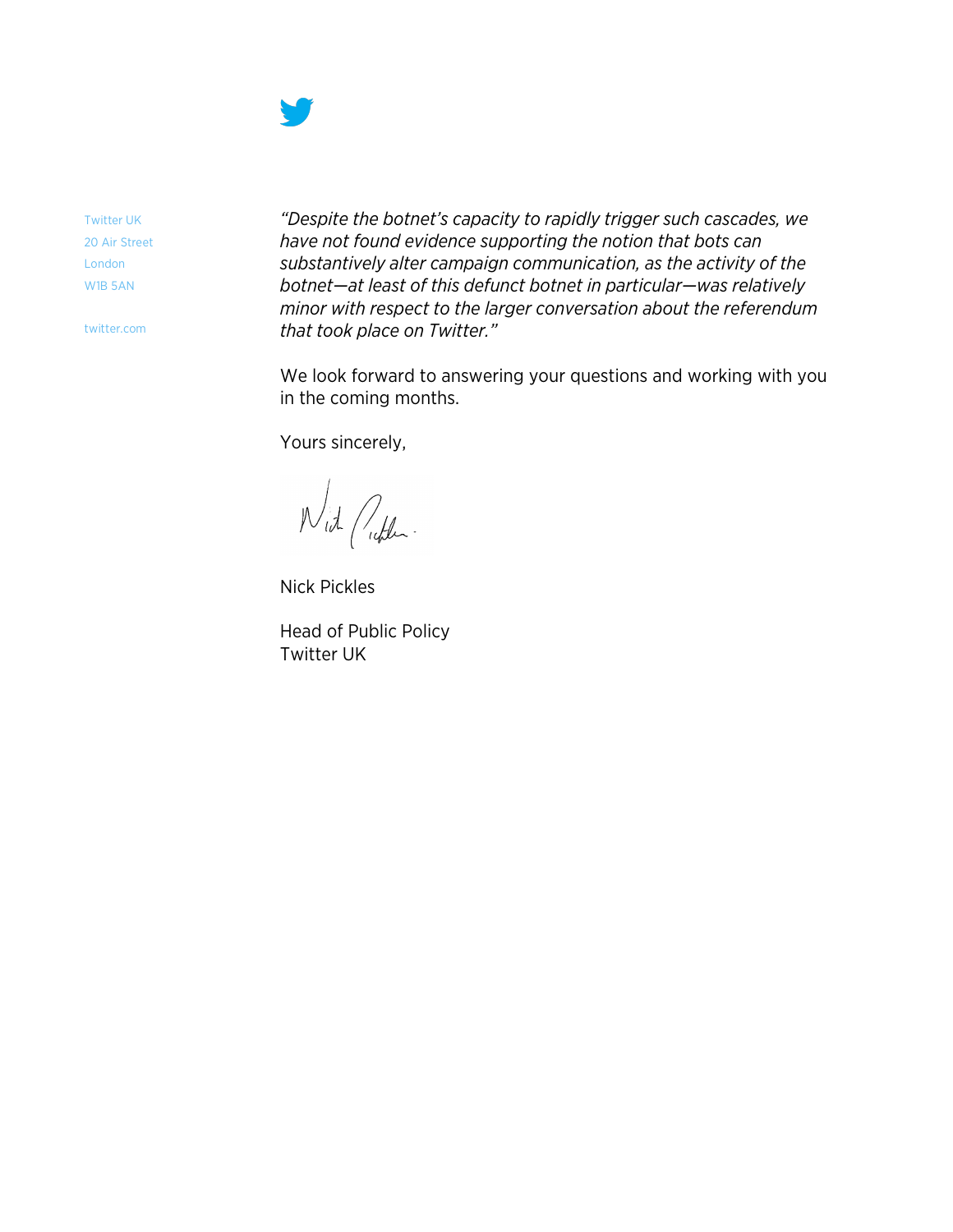Twitter UK
20 Air Street
London
W1B 5AN

twitter.com

*"Despite the botnet's capacity to rapidly trigger such cascades, we have not found evidence supporting the notion that bots can substantively alter campaign communication, as the activity of the botnet—at least of this defunct botnet in particular—was relatively minor with respect to the larger conversation about the referendum that took place on Twitter."*

We look forward to answering your questions and working with you in the coming months.

Yours sincerely,

Nick Pickles

Head of Public Policy
Twitter UK